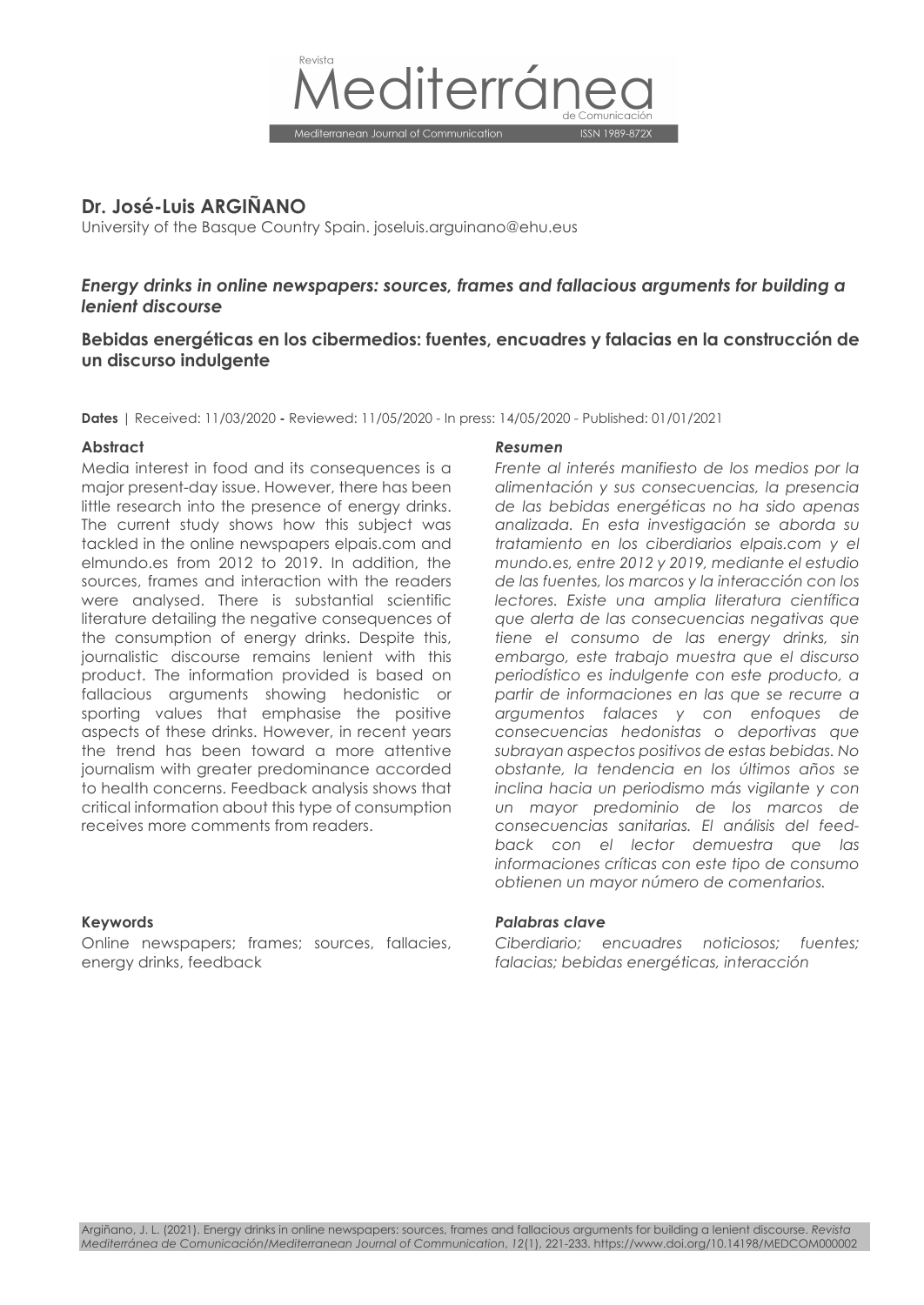Revista Mediterránea de Comunicación

Mediterranean Journal of Communication ISSN 1989-872X

## Dr. José-Luis ARGIÑANO

University of the Basque Country Spain. joseluis.arguinano@ehu.eus

### *Energy drinks in online newspapers: sources, frames and fallacious arguments for building a lenient discourse*

### Bebidas energéticas en los cibermedios: fuentes, encuadres y falacias en la construcción de un discurso indulgente

**Dates** | Received: 11/03/2020 **-** Reviewed: 11/05/2020 - In press: 14/05/2020 - Published: 01/01/2021

#### Abstract

Media interest in food and its consequences is a major present-day issue. However, there has been little research into the presence of energy drinks. The current study shows how this subject was tackled in the online newspapers elpais.com and elmundo.es from 2012 to 2019. In addition, the sources, frames and interaction with the readers were analysed. There is substantial scientific literature detailing the negative consequences of the consumption of energy drinks. Despite this, journalistic discourse remains lenient with this product. The information provided is based on fallacious arguments showing hedonistic or sporting values that emphasise the positive aspects of these drinks. However, in recent years the trend has been toward a more attentive journalism with greater predominance accorded to health concerns. Feedback analysis shows that critical information about this type of consumption receives more comments from readers.

#### Keywords

Online newspapers; frames; sources, fallacies, energy drinks, feedback

#### *Resumen*

*Frente al interés manifiesto de los medios por la alimentación y sus consecuencias, la presencia de las bebidas energéticas no ha sido apenas analizada. En esta investigación se aborda su tratamiento en los ciberdiarios elpais.com y el mundo.es, entre 2012 y 2019, mediante el estudio de las fuentes, los marcos y la interacción con los lectores. Existe una amplia literatura científica que alerta de las consecuencias negativas que tiene el consumo de las energy drinks, sin embargo, este trabajo muestra que el discurso periodístico es indulgente con este producto, a partir de informaciones en las que se recurre a argumentos falaces y con enfoques de consecuencias hedonistas o deportivas que subrayan aspectos positivos de estas bebidas. No obstante, la tendencia en los últimos años se inclina hacia un periodismo más vigilante y con un mayor predominio de los marcos de consecuencias sanitarias. El análisis del feed-back con el lector demuestra que las informaciones críticas con este tipo de consumo obtienen un mayor número de comentarios.*

#### *Palabras clave*

*Ciberdiario; encuadres noticiosos; fuentes; falacias; bebidas energéticas, interacción*

Argiñano, J. L. (2021). Energy drinks in online newspapers: sources, frames and fallacious arguments for building a lenient discourse. *Revista Mediterránea de Comunicación/Mediterranean Journal of Communication*, *12*(1), 221-233. https://www.doi.org/10.14198/MEDCOM000002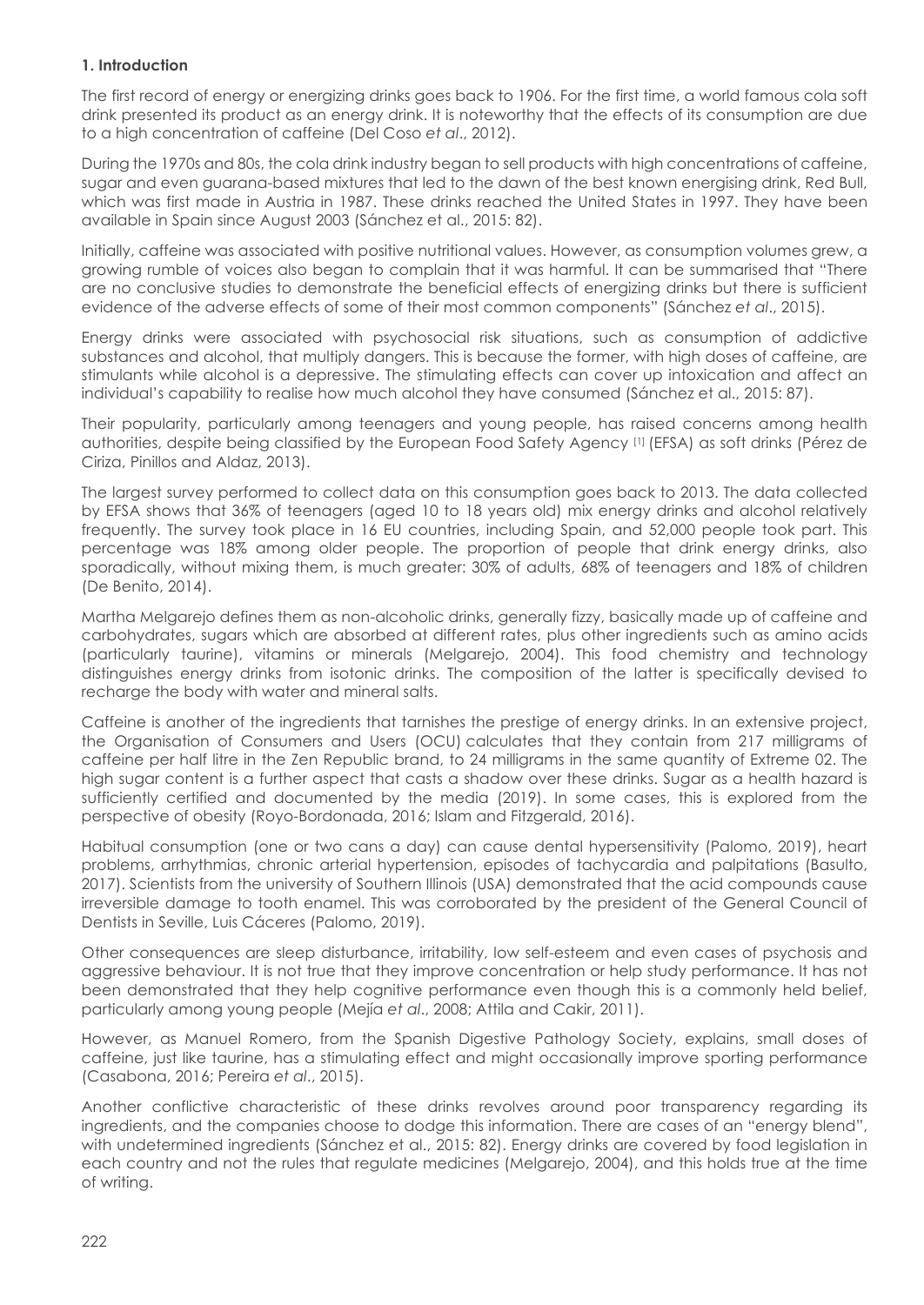## 1. Introduction

The first record of energy or energizing drinks goes back to 1906. For the first time, a world famous cola soft drink presented its product as an energy drink. It is noteworthy that the effects of its consumption are due to a high concentration of caffeine (Del Coso *et al*., 2012).

During the 1970s and 80s, the cola drink industry began to sell products with high concentrations of caffeine, sugar and even guarana-based mixtures that led to the dawn of the best known energising drink, Red Bull, which was first made in Austria in 1987. These drinks reached the United States in 1997. They have been available in Spain since August 2003 (Sánchez et al., 2015: 82).

Initially, caffeine was associated with positive nutritional values. However, as consumption volumes grew, a growing rumble of voices also began to complain that it was harmful. It can be summarised that "There are no conclusive studies to demonstrate the beneficial effects of energizing drinks but there is sufficient evidence of the adverse effects of some of their most common components" (Sánchez *et al*., 2015).

Energy drinks were associated with psychosocial risk situations, such as consumption of addictive substances and alcohol, that multiply dangers. This is because the former, with high doses of caffeine, are stimulants while alcohol is a depressive. The stimulating effects can cover up intoxication and affect an individual's capability to realise how much alcohol they have consumed (Sánchez et al., 2015: 87).

Their popularity, particularly among teenagers and young people, has raised concerns among health authorities, despite being classified by the European Food Safety Agency [1] (EFSA) as soft drinks (Pérez de Ciriza, Pinillos and Aldaz, 2013).

The largest survey performed to collect data on this consumption goes back to 2013. The data collected by EFSA shows that 36% of teenagers (aged 10 to 18 years old) mix energy drinks and alcohol relatively frequently. The survey took place in 16 EU countries, including Spain, and 52,000 people took part. This percentage was 18% among older people. The proportion of people that drink energy drinks, also sporadically, without mixing them, is much greater: 30% of adults, 68% of teenagers and 18% of children (De Benito, 2014).

Martha Melgarejo defines them as non-alcoholic drinks, generally fizzy, basically made up of caffeine and carbohydrates, sugars which are absorbed at different rates, plus other ingredients such as amino acids (particularly taurine), vitamins or minerals (Melgarejo, 2004). This food chemistry and technology distinguishes energy drinks from isotonic drinks. The composition of the latter is specifically devised to recharge the body with water and mineral salts.

Caffeine is another of the ingredients that tarnishes the prestige of energy drinks. In an extensive project, the Organisation of Consumers and Users (OCU) calculates that they contain from 217 milligrams of caffeine per half litre in the Zen Republic brand, to 24 milligrams in the same quantity of Extreme 02. The high sugar content is a further aspect that casts a shadow over these drinks. Sugar as a health hazard is sufficiently certified and documented by the media (2019). In some cases, this is explored from the perspective of obesity (Royo-Bordonada, 2016; Islam and Fitzgerald, 2016).

Habitual consumption (one or two cans a day) can cause dental hypersensitivity (Palomo, 2019), heart problems, arrhythmias, chronic arterial hypertension, episodes of tachycardia and palpitations (Basulto, 2017). Scientists from the university of Southern Illinois (USA) demonstrated that the acid compounds cause irreversible damage to tooth enamel. This was corroborated by the president of the General Council of Dentists in Seville, Luis Cáceres (Palomo, 2019).

Other consequences are sleep disturbance, irritability, low self-esteem and even cases of psychosis and aggressive behaviour. It is not true that they improve concentration or help study performance. It has not been demonstrated that they help cognitive performance even though this is a commonly held belief, particularly among young people (Mejía *et al*., 2008; Attila and Cakir, 2011).

However, as Manuel Romero, from the Spanish Digestive Pathology Society, explains, small doses of caffeine, just like taurine, has a stimulating effect and might occasionally improve sporting performance (Casabona, 2016; Pereira *et al*., 2015).

Another conflictive characteristic of these drinks revolves around poor transparency regarding its ingredients, and the companies choose to dodge this information. There are cases of an "energy blend", with undetermined ingredients (Sánchez et al., 2015: 82). Energy drinks are covered by food legislation in each country and not the rules that regulate medicines (Melgarejo, 2004), and this holds true at the time of writing.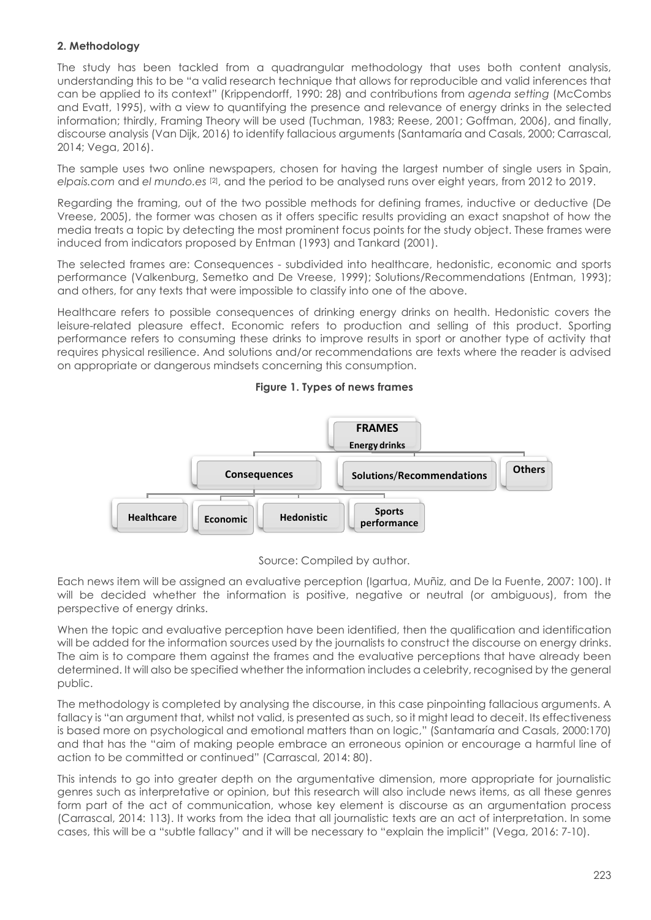**2. Methodology**

The study has been tackled from a quadrangular methodology that uses both content analysis, understanding this to be "a valid research technique that allows for reproducible and valid inferences that can be applied to its context" (Krippendorff, 1990: 28) and contributions from *agenda setting* (McCombs and Evatt, 1995), with a view to quantifying the presence and relevance of energy drinks in the selected information; thirdly, Framing Theory will be used (Tuchman, 1983; Reese, 2001; Goffman, 2006), and finally, discourse analysis (Van Dijk, 2016) to identify fallacious arguments (Santamaría and Casals, 2000; Carrascal, 2014; Vega, 2016).

The sample uses two online newspapers, chosen for having the largest number of single users in Spain, *elpais.com* and *el mundo.es* [2], and the period to be analysed runs over eight years, from 2012 to 2019.

Regarding the framing, out of the two possible methods for defining frames, inductive or deductive (De Vreese, 2005), the former was chosen as it offers specific results providing an exact snapshot of how the media treats a topic by detecting the most prominent focus points for the study object. These frames were induced from indicators proposed by Entman (1993) and Tankard (2001).

The selected frames are: Consequences - subdivided into healthcare, hedonistic, economic and sports performance (Valkenburg, Semetko and De Vreese, 1999); Solutions/Recommendations (Entman, 1993); and others, for any texts that were impossible to classify into one of the above.

Healthcare refers to possible consequences of drinking energy drinks on health. Hedonistic covers the leisure-related pleasure effect. Economic refers to production and selling of this product. Sporting performance refers to consuming these drinks to improve results in sport or another type of activity that requires physical resilience. And solutions and/or recommendations are texts where the reader is advised on appropriate or dangerous mindsets concerning this consumption.

**Figure 1. Types of news frames**

- **FRAMES** – Energy drinks
  - **Consequences**
    - Healthcare
    - Economic
    - Hedonistic
    - Sports performance
  - **Solutions/Recommendations**
  - **Others**

Source: Compiled by author.

Each news item will be assigned an evaluative perception (Igartua, Muñiz, and De la Fuente, 2007: 100). It will be decided whether the information is positive, negative or neutral (or ambiguous), from the perspective of energy drinks.

When the topic and evaluative perception have been identified, then the qualification and identification will be added for the information sources used by the journalists to construct the discourse on energy drinks. The aim is to compare them against the frames and the evaluative perceptions that have already been determined. It will also be specified whether the information includes a celebrity, recognised by the general public.

The methodology is completed by analysing the discourse, in this case pinpointing fallacious arguments. A fallacy is "an argument that, whilst not valid, is presented as such, so it might lead to deceit. Its effectiveness is based more on psychological and emotional matters than on logic," (Santamaría and Casals, 2000:170) and that has the "aim of making people embrace an erroneous opinion or encourage a harmful line of action to be committed or continued" (Carrascal, 2014: 80).

This intends to go into greater depth on the argumentative dimension, more appropriate for journalistic genres such as interpretative or opinion, but this research will also include news items, as all these genres form part of the act of communication, whose key element is discourse as an argumentation process (Carrascal, 2014: 113). It works from the idea that all journalistic texts are an act of interpretation. In some cases, this will be a "subtle fallacy" and it will be necessary to "explain the implicit" (Vega, 2016: 7-10).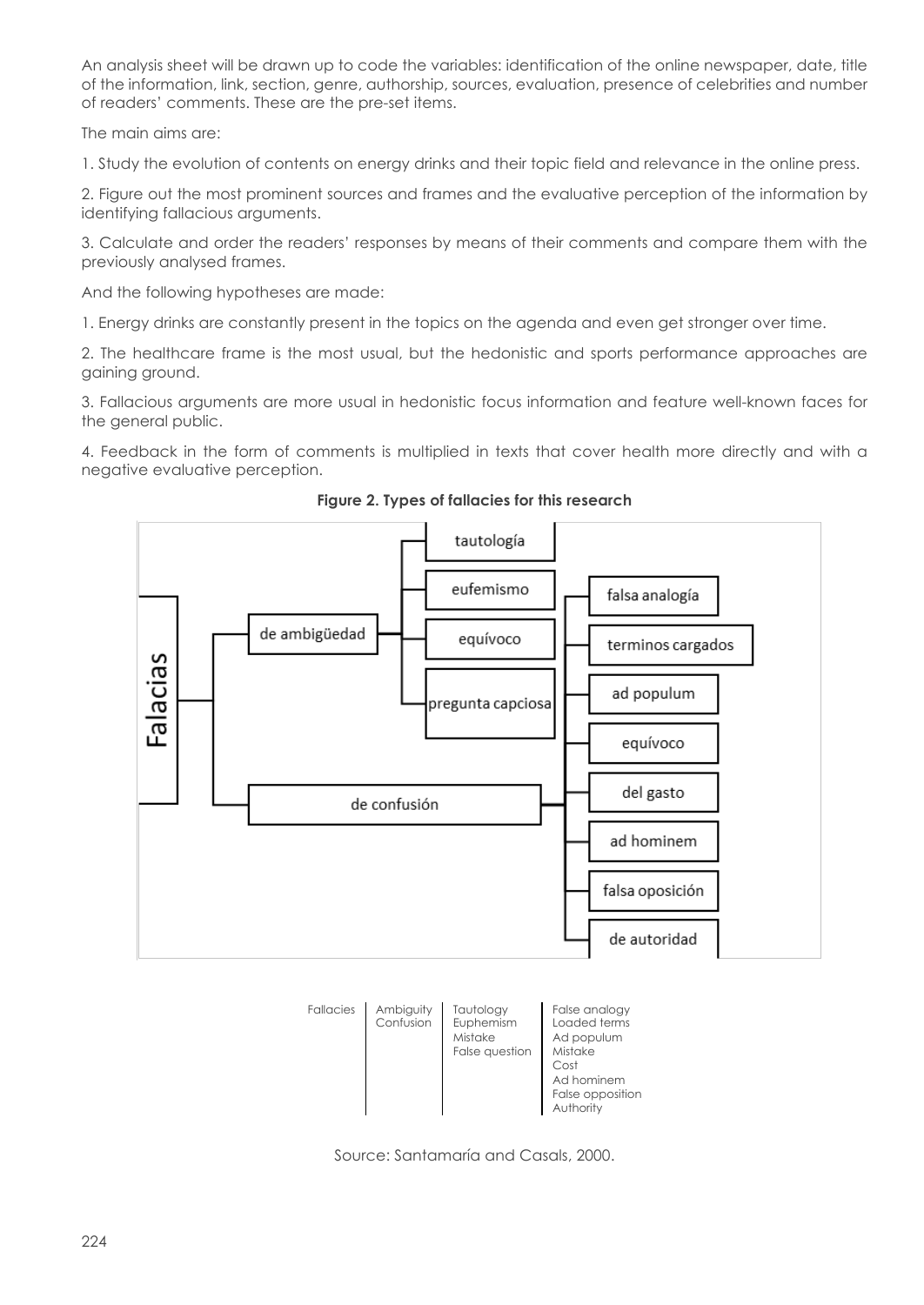An analysis sheet will be drawn up to code the variables: identification of the online newspaper, date, title of the information, link, section, genre, authorship, sources, evaluation, presence of celebrities and number of readers' comments. These are the pre-set items.

The main aims are:

1. Study the evolution of contents on energy drinks and their topic field and relevance in the online press.

2. Figure out the most prominent sources and frames and the evaluative perception of the information by identifying fallacious arguments.

3. Calculate and order the readers' responses by means of their comments and compare them with the previously analysed frames.

And the following hypotheses are made:

1. Energy drinks are constantly present in the topics on the agenda and even get stronger over time.

2. The healthcare frame is the most usual, but the hedonistic and sports performance approaches are gaining ground.

3. Fallacious arguments are more usual in hedonistic focus information and feature well-known faces for the general public.

4. Feedback in the form of comments is multiplied in texts that cover health more directly and with a negative evaluative perception.

**Figure 2. Types of fallacies for this research**

- Falacias
  - de ambigüedad
    - tautología
    - eufemismo
    - equívoco
    - pregunta capciosa
  - de confusión
    - falsa analogía
    - terminos cargados
    - ad populum
    - equívoco
    - del gasto
    - ad hominem
    - falsa oposición
    - de autoridad

| Fallacies | Ambiguity<br>Confusion | Tautology<br>Euphemism<br>Mistake<br>False question | False analogy<br>Loaded terms<br>Ad populum<br>Mistake<br>Cost<br>Ad hominem<br>False opposition<br>Authority |
|---|---|---|---|

Source: Santamaría and Casals, 2000.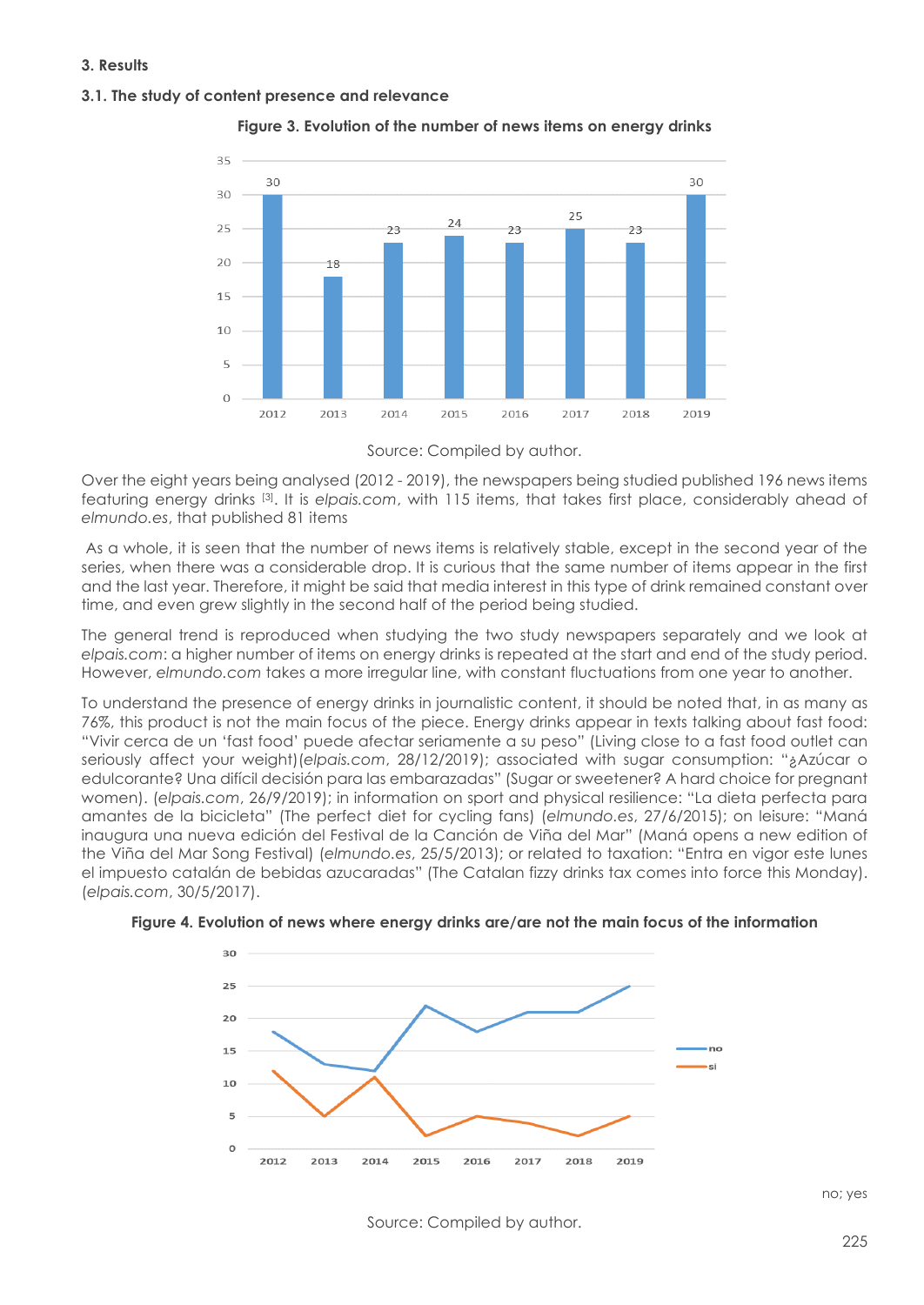## 3. Results

### 3.1. The study of content presence and relevance

**Figure 3. Evolution of the number of news items on energy drinks**

Source: Compiled by author.

Over the eight years being analysed (2012 - 2019), the newspapers being studied published 196 news items featuring energy drinks [3]. It is *elpais.com*, with 115 items, that takes first place, considerably ahead of *elmundo.es*, that published 81 items

As a whole, it is seen that the number of news items is relatively stable, except in the second year of the series, when there was a considerable drop. It is curious that the same number of items appear in the first and the last year. Therefore, it might be said that media interest in this type of drink remained constant over time, and even grew slightly in the second half of the period being studied.

The general trend is reproduced when studying the two study newspapers separately and we look at *elpais.com*: a higher number of items on energy drinks is repeated at the start and end of the study period. However, *elmundo.com* takes a more irregular line, with constant fluctuations from one year to another.

To understand the presence of energy drinks in journalistic content, it should be noted that, in as many as 76%, this product is not the main focus of the piece. Energy drinks appear in texts talking about fast food: "Vivir cerca de un 'fast food' puede afectar seriamente a su peso" (Living close to a fast food outlet can seriously affect your weight)(*elpais.com*, 28/12/2019); associated with sugar consumption: "¿Azúcar o edulcorante? Una difícil decisión para las embarazadas" (Sugar or sweetener? A hard choice for pregnant women). (*elpais.com*, 26/9/2019); in information on sport and physical resilience: "La dieta perfecta para amantes de la bicicleta" (The perfect diet for cycling fans) (*elmundo.es*, 27/6/2015); on leisure: "Maná inaugura una nueva edición del Festival de la Canción de Viña del Mar" (Maná opens a new edition of the Viña del Mar Song Festival) (*elmundo.es*, 25/5/2013); or related to taxation: "Entra en vigor este lunes el impuesto catalán de bebidas azucaradas" (The Catalan fizzy drinks tax comes into force this Monday). (*elpais.com*, 30/5/2017).

**Figure 4. Evolution of news where energy drinks are/are not the main focus of the information**

no; yes

Source: Compiled by author.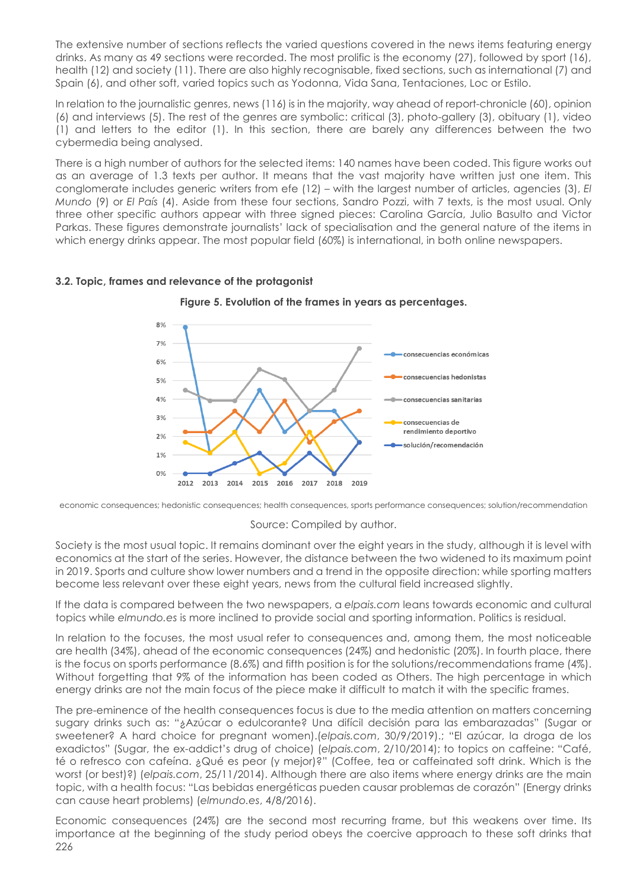The extensive number of sections reflects the varied questions covered in the news items featuring energy drinks. As many as 49 sections were recorded. The most prolific is the economy (27), followed by sport (16), health (12) and society (11). There are also highly recognisable, fixed sections, such as international (7) and Spain (6), and other soft, varied topics such as Yodonna, Vida Sana, Tentaciones, Loc or Estilo.

In relation to the journalistic genres, news (116) is in the majority, way ahead of report-chronicle (60), opinion (6) and interviews (5). The rest of the genres are symbolic: critical (3), photo-gallery (3), obituary (1), video (1) and letters to the editor (1). In this section, there are barely any differences between the two cybermedia being analysed.

There is a high number of authors for the selected items: 140 names have been coded. This figure works out as an average of 1.3 texts per author. It means that the vast majority have written just one item. This conglomerate includes generic writers from efe (12) – with the largest number of articles, agencies (3), *El Mundo* (9) or *El País* (4). Aside from these four sections, Sandro Pozzi, with 7 texts, is the most usual. Only three other specific authors appear with three signed pieces: Carolina García, Julio Basulto and Victor Parkas. These figures demonstrate journalists' lack of specialisation and the general nature of the items in which energy drinks appear. The most popular field (60%) is international, in both online newspapers.

### 3.2. Topic, frames and relevance of the protagonist

**Figure 5. Evolution of the frames in years as percentages.**

economic consequences; hedonistic consequences; health consequences, sports performance consequences; solution/recommendation

Source: Compiled by author.

Society is the most usual topic. It remains dominant over the eight years in the study, although it is level with economics at the start of the series. However, the distance between the two widened to its maximum point in 2019. Sports and culture show lower numbers and a trend in the opposite direction: while sporting matters become less relevant over these eight years, news from the cultural field increased slightly.

If the data is compared between the two newspapers, a *elpais.com* leans towards economic and cultural topics while *elmundo.es* is more inclined to provide social and sporting information. Politics is residual.

In relation to the focuses, the most usual refer to consequences and, among them, the most noticeable are health (34%), ahead of the economic consequences (24%) and hedonistic (20%). In fourth place, there is the focus on sports performance (8.6%) and fifth position is for the solutions/recommendations frame (4%). Without forgetting that 9% of the information has been coded as Others. The high percentage in which energy drinks are not the main focus of the piece make it difficult to match it with the specific frames.

The pre-eminence of the health consequences focus is due to the media attention on matters concerning sugary drinks such as: "¿Azúcar o edulcorante? Una difícil decisión para las embarazadas" (Sugar or sweetener? A hard choice for pregnant women).(*elpais.com*, 30/9/2019).; "El azúcar, la droga de los exadictos" (Sugar, the ex-addict's drug of choice) (*elpais.com*, 2/10/2014); to topics on caffeine: "Café, té o refresco con cafeína. ¿Qué es peor (y mejor)?" (Coffee, tea or caffeinated soft drink. Which is the worst (or best)?) (*elpais.com*, 25/11/2014). Although there are also items where energy drinks are the main topic, with a health focus: "Las bebidas energéticas pueden causar problemas de corazón" (Energy drinks can cause heart problems) (*elmundo.es*, 4/8/2016).

Economic consequences (24%) are the second most recurring frame, but this weakens over time. Its importance at the beginning of the study period obeys the coercive approach to these soft drinks that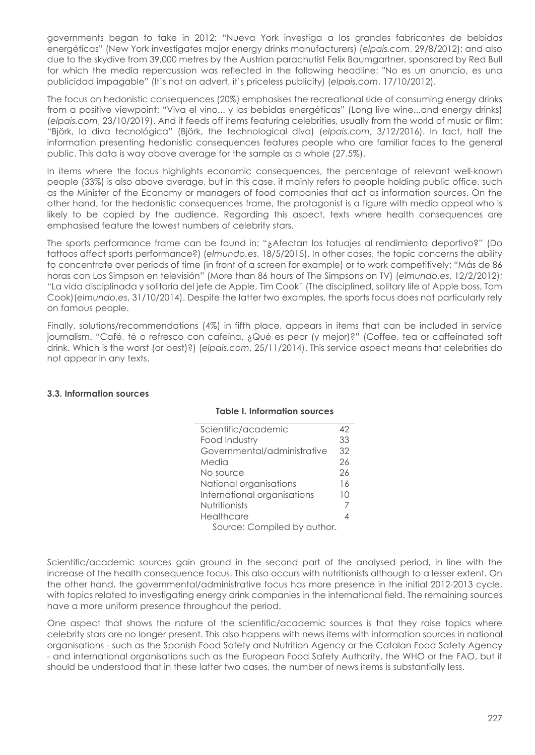governments began to take in 2012: "Nueva York investiga a los grandes fabricantes de bebidas energéticas" (New York investigates major energy drinks manufacturers) (*elpais.com*, 29/8/2012); and also due to the skydive from 39,000 metres by the Austrian parachutist Felix Baumgartner, sponsored by Red Bull for which the media repercussion was reflected in the following headline: "No es un anuncio, es una publicidad impagable" (It's not an advert, it's priceless publicity) (*elpais.com*, 17/10/2012).

The focus on hedonistic consequences (20%) emphasises the recreational side of consuming energy drinks from a positive viewpoint: "Viva el vino... y las bebidas energéticas" (Long live wine...and energy drinks) (*elpais.com*, 23/10/2019). And it feeds off items featuring celebrities, usually from the world of music or film: "Björk, la diva tecnológica" (Björk, the technological diva) (*elpais.com*, 3/12/2016). In fact, half the information presenting hedonistic consequences features people who are familiar faces to the general public. This data is way above average for the sample as a whole (27.5%).

In items where the focus highlights economic consequences, the percentage of relevant well-known people (33%) is also above average, but in this case, it mainly refers to people holding public office, such as the Minister of the Economy or managers of food companies that act as information sources. On the other hand, for the hedonistic consequences frame, the protagonist is a figure with media appeal who is likely to be copied by the audience. Regarding this aspect, texts where health consequences are emphasised feature the lowest numbers of celebrity stars.

The sports performance frame can be found in: "¿Afectan los tatuajes al rendimiento deportivo?" (Do tattoos affect sports performance?) (*elmundo.es*, 18/5/2015). In other cases, the topic concerns the ability to concentrate over periods of time (in front of a screen for example) or to work competitively: "Más de 86 horas con Los Simpson en televisión" (More than 86 hours of The Simpsons on TV) (*elmundo.es*, 12/2/2012); "La vida disciplinada y solitaria del jefe de Apple, Tim Cook" (The disciplined, solitary life of Apple boss, Tom Cook)(*elmundo.es*, 31/10/2014). Despite the latter two examples, the sports focus does not particularly rely on famous people.

Finally, solutions/recommendations (4%) in fifth place, appears in items that can be included in service journalism. "Café, té o refresco con cafeína. ¿Qué es peor (y mejor)?" (Coffee, tea or caffeinated soft drink. Which is the worst (or best)?) (*elpais.com*, 25/11/2014). This service aspect means that celebrities do not appear in any texts.

### 3.3. Information sources

**Table I. Information sources**

| | |
|---|---|
| Scientific/academic | 42 |
| Food Industry | 33 |
| Governmental/administrative | 32 |
| Media | 26 |
| No source | 26 |
| National organisations | 16 |
| International organisations | 10 |
| Nutritionists | 7 |
| Healthcare | 4 |

Source: Compiled by author.

Scientific/academic sources gain ground in the second part of the analysed period, in line with the increase of the health consequence focus. This also occurs with nutritionists although to a lesser extent. On the other hand, the governmental/administrative focus has more presence in the initial 2012-2013 cycle, with topics related to investigating energy drink companies in the international field. The remaining sources have a more uniform presence throughout the period.

One aspect that shows the nature of the scientific/academic sources is that they raise topics where celebrity stars are no longer present. This also happens with news items with information sources in national organisations - such as the Spanish Food Safety and Nutrition Agency or the Catalan Food Safety Agency - and international organisations such as the European Food Safety Authority, the WHO or the FAO, but it should be understood that in these latter two cases, the number of news items is substantially less.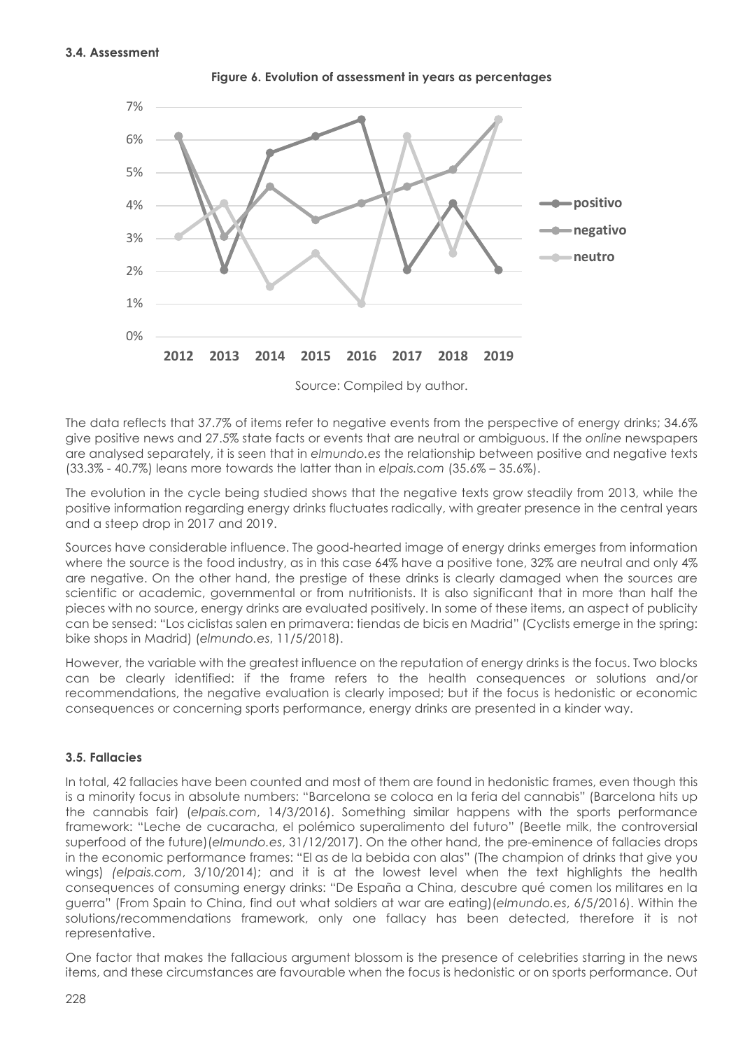### 3.4. Assessment

**Figure 6. Evolution of assessment in years as percentages**

Source: Compiled by author.

The data reflects that 37.7% of items refer to negative events from the perspective of energy drinks; 34.6% give positive news and 27.5% state facts or events that are neutral or ambiguous. If the *online* newspapers are analysed separately, it is seen that in *elmundo.es* the relationship between positive and negative texts (33.3% - 40.7%) leans more towards the latter than in *elpais.com* (35.6% – 35.6%).

The evolution in the cycle being studied shows that the negative texts grow steadily from 2013, while the positive information regarding energy drinks fluctuates radically, with greater presence in the central years and a steep drop in 2017 and 2019.

Sources have considerable influence. The good-hearted image of energy drinks emerges from information where the source is the food industry, as in this case 64% have a positive tone, 32% are neutral and only 4% are negative. On the other hand, the prestige of these drinks is clearly damaged when the sources are scientific or academic, governmental or from nutritionists. It is also significant that in more than half the pieces with no source, energy drinks are evaluated positively. In some of these items, an aspect of publicity can be sensed: "Los ciclistas salen en primavera: tiendas de bicis en Madrid" (Cyclists emerge in the spring: bike shops in Madrid) (*elmundo.es*, 11/5/2018).

However, the variable with the greatest influence on the reputation of energy drinks is the focus. Two blocks can be clearly identified: if the frame refers to the health consequences or solutions and/or recommendations, the negative evaluation is clearly imposed; but if the focus is hedonistic or economic consequences or concerning sports performance, energy drinks are presented in a kinder way.

### 3.5. Fallacies

In total, 42 fallacies have been counted and most of them are found in hedonistic frames, even though this is a minority focus in absolute numbers: "Barcelona se coloca en la feria del cannabis" (Barcelona hits up the cannabis fair) (*elpais.com*, 14/3/2016). Something similar happens with the sports performance framework: "Leche de cucaracha, el polémico superalimento del futuro" (Beetle milk, the controversial superfood of the future)(*elmundo.es*, 31/12/2017). On the other hand, the pre-eminence of fallacies drops in the economic performance frames: "El as de la bebida con alas" (The champion of drinks that give you wings) (*elpais.com*, 3/10/2014); and it is at the lowest level when the text highlights the health consequences of consuming energy drinks: "De España a China, descubre qué comen los militares en la guerra" (From Spain to China, find out what soldiers at war are eating)(*elmundo.es*, 6/5/2016). Within the solutions/recommendations framework, only one fallacy has been detected, therefore it is not representative.

One factor that makes the fallacious argument blossom is the presence of celebrities starring in the news items, and these circumstances are favourable when the focus is hedonistic or on sports performance. Out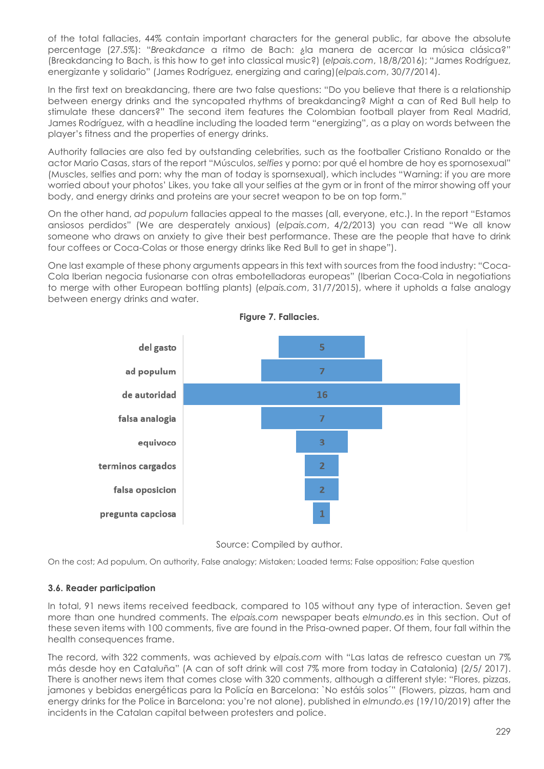of the total fallacies, 44% contain important characters for the general public, far above the absolute percentage (27.5%): "*Breakdance* a ritmo de Bach: ¿la manera de acercar la música clásica?" (Breakdancing to Bach, is this how to get into classical music?) (*elpais.com*, 18/8/2016); "James Rodríguez, energizante y solidario" (James Rodríguez, energizing and caring)(*elpais.com*, 30/7/2014).

In the first text on breakdancing, there are two false questions: "Do you believe that there is a relationship between energy drinks and the syncopated rhythms of breakdancing? Might a can of Red Bull help to stimulate these dancers?" The second item features the Colombian football player from Real Madrid, James Rodríguez, with a headline including the loaded term "energizing", as a play on words between the player's fitness and the properties of energy drinks.

Authority fallacies are also fed by outstanding celebrities, such as the footballer Cristiano Ronaldo or the actor Mario Casas, stars of the report "Músculos, *selfies* y porno: por qué el hombre de hoy es spornosexual" (Muscles, selfies and porn: why the man of today is spornsexual), which includes "Warning: if you are more worried about your photos' Likes, you take all your selfies at the gym or in front of the mirror showing off your body, and energy drinks and proteins are your secret weapon to be on top form."

On the other hand, *ad populum* fallacies appeal to the masses (all, everyone, etc.). In the report "Estamos ansiosos perdidos" (We are desperately anxious) (*elpais.com*, 4/2/2013) you can read "We all know someone who draws on anxiety to give their best performance. These are the people that have to drink four coffees or Coca-Colas or those energy drinks like Red Bull to get in shape").

One last example of these phony arguments appears in this text with sources from the food industry: "Coca-Cola Iberian negocia fusionarse con otras embotelladoras europeas" (Iberian Coca-Cola in negotiations to merge with other European bottling plants) (*elpais.com*, 31/7/2015), where it upholds a false analogy between energy drinks and water.

**Figure 7. Fallacies.**

| Fallacy | Count |
|---|---|
| del gasto | 5 |
| ad populum | 7 |
| de autoridad | 16 |
| falsa analogia | 7 |
| equivoco | 3 |
| terminos cargados | 2 |
| falsa oposicion | 2 |
| pregunta capciosa | 1 |

Source: Compiled by author.

On the cost; Ad populum, On authority, False analogy; Mistaken; Loaded terms; False opposition; False question

### 3.6. Reader participation

In total, 91 news items received feedback, compared to 105 without any type of interaction. Seven get more than one hundred comments. The *elpais.com* newspaper beats *elmundo.es* in this section. Out of these seven items with 100 comments, five are found in the Prisa-owned paper. Of them, four fall within the health consequences frame.

The record, with 322 comments, was achieved by *elpais.com* with "Las latas de refresco cuestan un 7% más desde hoy en Cataluña" (A can of soft drink will cost 7% more from today in Catalonia) (2/5/ 2017). There is another news item that comes close with 320 comments, although a different style: "Flores, pizzas, jamones y bebidas energéticas para la Policía en Barcelona: `No estáis solos´" (Flowers, pizzas, ham and energy drinks for the Police in Barcelona: you're not alone), published in *elmundo.es* (19/10/2019) after the incidents in the Catalan capital between protesters and police.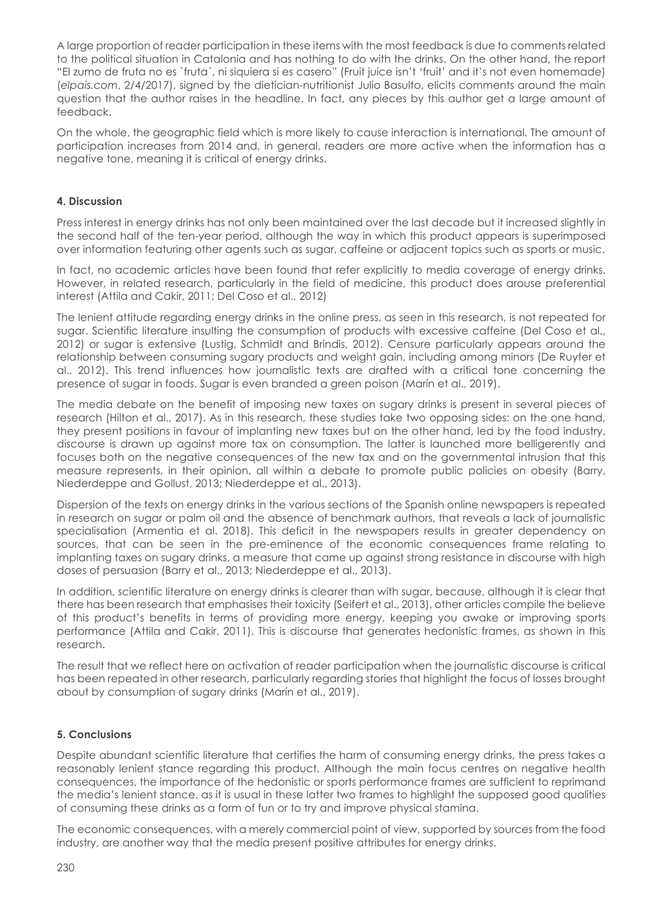A large proportion of reader participation in these items with the most feedback is due to comments related to the political situation in Catalonia and has nothing to do with the drinks. On the other hand, the report "El zumo de fruta no es `fruta´, ni siquiera si es casero" (Fruit juice isn't 'fruit' and it's not even homemade) (*elpais.com*, 2/4/2017), signed by the dietician-nutritionist Julio Basulto, elicits comments around the main question that the author raises in the headline. In fact, any pieces by this author get a large amount of feedback.

On the whole, the geographic field which is more likely to cause interaction is international. The amount of participation increases from 2014 and, in general, readers are more active when the information has a negative tone, meaning it is critical of energy drinks.

## 4. Discussion

Press interest in energy drinks has not only been maintained over the last decade but it increased slightly in the second half of the ten-year period, although the way in which this product appears is superimposed over information featuring other agents such as sugar, caffeine or adjacent topics such as sports or music.

In fact, no academic articles have been found that refer explicitly to media coverage of energy drinks. However, in related research, particularly in the field of medicine, this product does arouse preferential interest (Attila and Cakir, 2011; Del Coso et al., 2012)

The lenient attitude regarding energy drinks in the online press, as seen in this research, is not repeated for sugar. Scientific literature insulting the consumption of products with excessive caffeine (Del Coso et al., 2012) or sugar is extensive (Lustig, Schmidt and Brindis, 2012). Censure particularly appears around the relationship between consuming sugary products and weight gain, including among minors (De Ruyter et al., 2012). This trend influences how journalistic texts are drafted with a critical tone concerning the presence of sugar in foods. Sugar is even branded a green poison (Marín et al., 2019).

The media debate on the benefit of imposing new taxes on sugary drinks is present in several pieces of research (Hilton et al., 2017). As in this research, these studies take two opposing sides: on the one hand, they present positions in favour of implanting new taxes but on the other hand, led by the food industry, discourse is drawn up against more tax on consumption. The latter is launched more belligerently and focuses both on the negative consequences of the new tax and on the governmental intrusion that this measure represents, in their opinion, all within a debate to promote public policies on obesity (Barry, Niederdeppe and Gollust, 2013; Niederdeppe et al., 2013).

Dispersion of the texts on energy drinks in the various sections of the Spanish online newspapers is repeated in research on sugar or palm oil and the absence of benchmark authors, that reveals a lack of journalistic specialisation (Armentia et al. 2018). This deficit in the newspapers results in greater dependency on sources, that can be seen in the pre-eminence of the economic consequences frame relating to implanting taxes on sugary drinks, a measure that came up against strong resistance in discourse with high doses of persuasion (Barry et al., 2013; Niederdeppe et al., 2013).

In addition, scientific literature on energy drinks is clearer than with sugar, because, although it is clear that there has been research that emphasises their toxicity (Seifert et al., 2013), other articles compile the believe of this product's benefits in terms of providing more energy, keeping you awake or improving sports performance (Attila and Cakir, 2011). This is discourse that generates hedonistic frames, as shown in this research.

The result that we reflect here on activation of reader participation when the journalistic discourse is critical has been repeated in other research, particularly regarding stories that highlight the focus of losses brought about by consumption of sugary drinks (Marín et al., 2019).

## 5. Conclusions

Despite abundant scientific literature that certifies the harm of consuming energy drinks, the press takes a reasonably lenient stance regarding this product. Although the main focus centres on negative health consequences, the importance of the hedonistic or sports performance frames are sufficient to reprimand the media's lenient stance, as it is usual in these latter two frames to highlight the supposed good qualities of consuming these drinks as a form of fun or to try and improve physical stamina.

The economic consequences, with a merely commercial point of view, supported by sources from the food industry, are another way that the media present positive attributes for energy drinks.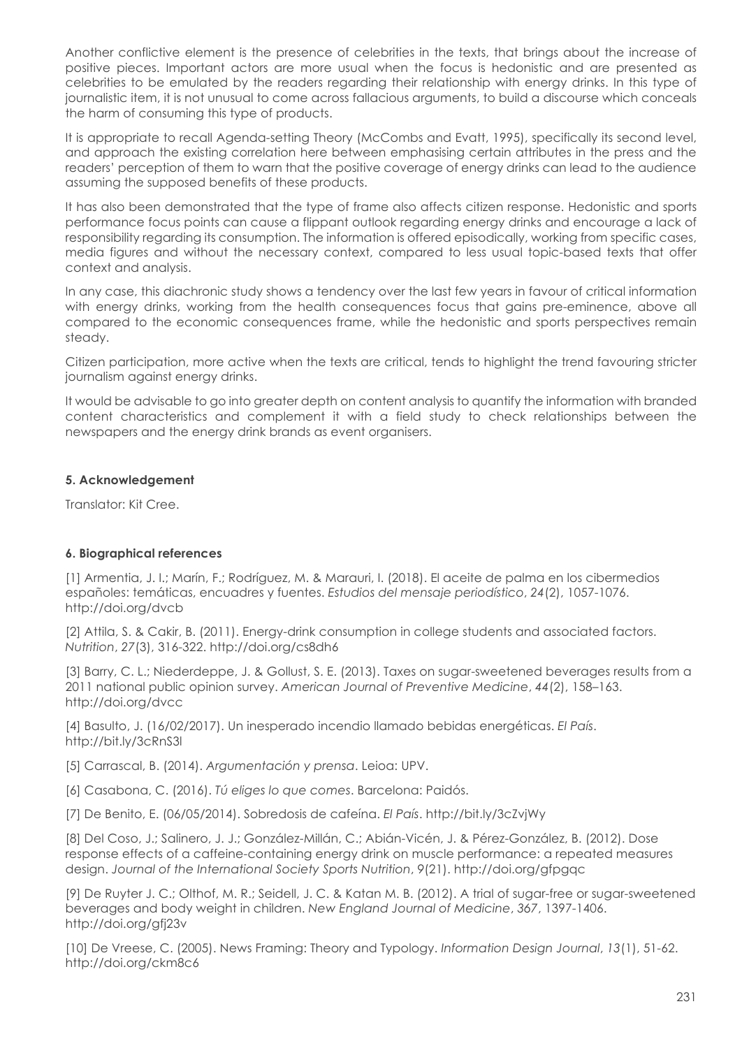Another conflictive element is the presence of celebrities in the texts, that brings about the increase of positive pieces. Important actors are more usual when the focus is hedonistic and are presented as celebrities to be emulated by the readers regarding their relationship with energy drinks. In this type of journalistic item, it is not unusual to come across fallacious arguments, to build a discourse which conceals the harm of consuming this type of products.

It is appropriate to recall Agenda-setting Theory (McCombs and Evatt, 1995), specifically its second level, and approach the existing correlation here between emphasising certain attributes in the press and the readers' perception of them to warn that the positive coverage of energy drinks can lead to the audience assuming the supposed benefits of these products.

It has also been demonstrated that the type of frame also affects citizen response. Hedonistic and sports performance focus points can cause a flippant outlook regarding energy drinks and encourage a lack of responsibility regarding its consumption. The information is offered episodically, working from specific cases, media figures and without the necessary context, compared to less usual topic-based texts that offer context and analysis.

In any case, this diachronic study shows a tendency over the last few years in favour of critical information with energy drinks, working from the health consequences focus that gains pre-eminence, above all compared to the economic consequences frame, while the hedonistic and sports perspectives remain steady.

Citizen participation, more active when the texts are critical, tends to highlight the trend favouring stricter journalism against energy drinks.

It would be advisable to go into greater depth on content analysis to quantify the information with branded content characteristics and complement it with a field study to check relationships between the newspapers and the energy drink brands as event organisers.

## 5. Acknowledgement

Translator: Kit Cree.

## 6. Biographical references

[1] Armentia, J. I.; Marín, F.; Rodríguez, M. & Marauri, I. (2018). El aceite de palma en los cibermedios españoles: temáticas, encuadres y fuentes. *Estudios del mensaje periodístico*, *24*(2), 1057-1076. http://doi.org/dvcb

[2] Attila, S. & Cakir, B. (2011). Energy-drink consumption in college students and associated factors. *Nutrition*, *27*(3), 316-322. http://doi.org/cs8dh6

[3] Barry, C. L.; Niederdeppe, J. & Gollust, S. E. (2013). Taxes on sugar-sweetened beverages results from a 2011 national public opinion survey. *American Journal of Preventive Medicine*, *44*(2), 158–163. http://doi.org/dvcc

[4] Basulto, J. (16/02/2017). Un inesperado incendio llamado bebidas energéticas. *El País*. http://bit.ly/3cRnS3l

[5] Carrascal, B. (2014). *Argumentación y prensa*. Leioa: UPV.

[6] Casabona, C. (2016). *Tú eliges lo que comes*. Barcelona: Paidós.

[7] De Benito, E. (06/05/2014). Sobredosis de cafeína. *El País*. http://bit.ly/3cZvjWy

[8] Del Coso, J.; Salinero, J. J.; González-Millán, C.; Abián-Vicén, J. & Pérez-González, B. (2012). Dose response effects of a caffeine-containing energy drink on muscle performance: a repeated measures design. *Journal of the International Society Sports Nutrition*, *9*(21). http://doi.org/gfpgqc

[9] De Ruyter J. C.; Olthof, M. R.; Seidell, J. C. & Katan M. B. (2012). A trial of sugar-free or sugar-sweetened beverages and body weight in children. *New England Journal of Medicine*, *367*, 1397-1406. http://doi.org/gfj23v

[10] De Vreese, C. (2005). News Framing: Theory and Typology. *Information Design Journal*, *13*(1), 51-62. http://doi.org/ckm8c6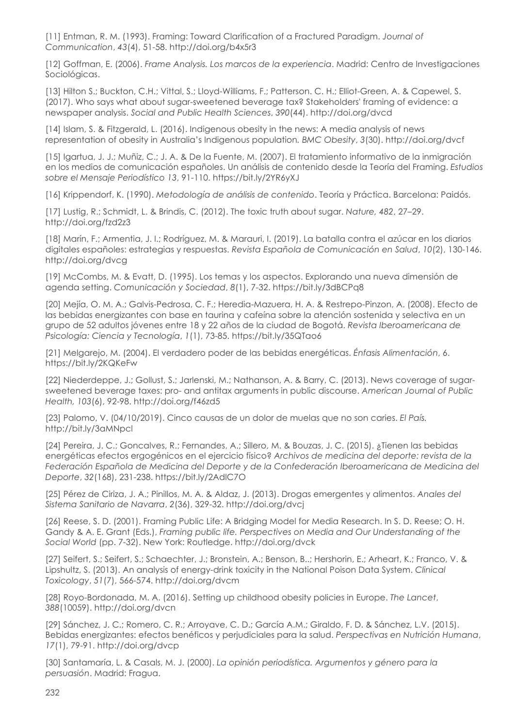[11] Entman, R. M. (1993). Framing: Toward Clarification of a Fractured Paradigm. *Journal of Communication*, *43*(4), 51-58. http://doi.org/b4x5r3

[12] Goffman, E. (2006). *Frame Analysis. Los marcos de la experiencia*. Madrid: Centro de Investigaciones Sociológicas.

[13] Hilton S.; Buckton, C.H.; Vittal, S.; Lloyd-Williams, F.; Patterson. C. H.; Elliot-Green, A. & Capewel, S. (2017). Who says what about sugar-sweetened beverage tax? Stakeholders' framing of evidence: a newspaper analysis. *Social and Public Health Sciences*, *390*(44). http://doi.org/dvcd

[14] Islam, S. & Fitzgerald, L. (2016). Indigenous obesity in the news: A media analysis of news representation of obesity in Australia's Indigenous population*. BMC Obesity*, *3*(30). http://doi.org/dvcf

[15] Igartua, J. J.; Muñiz, C.; J. A. & De la Fuente, M. (2007). El tratamiento informativo de la inmigración en los medios de comunicación españoles. Un análisis de contenido desde la Teoría del Framing. *Estudios sobre el Mensaje Periodístico 13*, 91-110. https://bit.ly/2YR6yXJ

[16] Krippendorf, K. (1990). *Metodología de análisis de contenido*. Teoría y Práctica. Barcelona: Paidós.

[17] Lustig, R.; Schmidt, L. & Brindis, C. (2012). The toxic truth about sugar. *Nature, 482*, 27–29. http://doi.org/fzd2z3

[18] Marín, F.; Armentia, J. I.; Rodríguez, M. & Marauri, I. (2019). La batalla contra el azúcar en los diarios digitales españoles: estrategias y respuestas. *Revista Española de Comunicación en Salud*, *10*(2), 130-146. http://doi.org/dvcg

[19] McCombs, M. & Evatt, D. (1995). Los temas y los aspectos. Explorando una nueva dimensión de agenda setting. *Comunicación y Sociedad*, *8*(1), 7-32. https://bit.ly/3dBCPq8

[20] Mejía, O. M. A.; Galvis-Pedrosa, C. F.; Heredia-Mazuera, H. A. & Restrepo-Pinzon, A. (2008). Efecto de las bebidas energizantes con base en taurina y cafeína sobre la atención sostenida y selectiva en un grupo de 52 adultos jóvenes entre 18 y 22 años de la ciudad de Bogotá. *Revista Iberoamericana de Psicología: Ciencia y Tecnología*, *1*(1), 73-85. https://bit.ly/35QTao6

[21] Melgarejo, M. (2004). El verdadero poder de las bebidas energéticas. *Énfasis Alimentación*, 6. https://bit.ly/2KQKeFw

[22] Niederdeppe, J.; Gollust, S.; Jarlenski, M.; Nathanson, A. & Barry, C. (2013). News coverage of sugar-sweetened beverage taxes: pro- and antitax arguments in public discourse. *American Journal of Public Health, 103*(6), 92-98. http://doi.org/f46zd5

[23] Palomo, V. (04/10/2019). Cinco causas de un dolor de muelas que no son caries. *El País.* http://bit.ly/3aMNpcl

[24] Pereira, J. C.; Goncalves, R.; Fernandes, A.; Sillero, M. & Bouzas, J. C. (2015). ¿Tienen las bebidas energéticas efectos ergogénicos en el ejercicio físico? *Archivos de medicina del deporte: revista de la Federación Española de Medicina del Deporte y de la Confederación Iberoamericana de Medicina del Deporte*, *32*(168), 231-238. https://bit.ly/2AdlC7O

[25] Pérez de Ciriza, J. A.; Pinillos, M. A. & Aldaz, J. (2013). Drogas emergentes y alimentos. *Anales del Sistema Sanitario de Navarra*, *2*(36), 329-32. http://doi.org/dvcj

[26] Reese, S. D. (2001). Framing Public Life: A Bridging Model for Media Research. In S. D. Reese; O. H. Gandy & A. E. Grant (Eds.), *Framing public life. Perspectives on Media and Our Understanding of the Social World* (pp. 7-32). New York: Routledge. http://doi.org/dvck

[27] Seifert, S.; Seifert, S.; Schaechter, J.; Bronstein, A.; Benson, B..; Hershorin, E.; Arheart, K.; Franco, V. & Lipshultz, S. (2013). An analysis of energy-drink toxicity in the National Poison Data System. *Clinical Toxicology*, *51*(7), 566-574. http://doi.org/dvcm

[28] Royo-Bordonada, M. A. (2016). Setting up childhood obesity policies in Europe. *The Lancet*, *388*(10059). http://doi.org/dvcn

[29] Sánchez, J. C.; Romero, C. R.; Arroyave, C. D.; García A.M.; Giraldo, F. D. & Sánchez, L.V. (2015). Bebidas energizantes: efectos benéficos y perjudiciales para la salud. *Perspectivas en Nutrición Humana*, *17*(1), 79-91. http://doi.org/dvcp

[30] Santamaría, L. & Casals, M. J. (2000). *La opinión periodística. Argumentos y género para la persuasión*. Madrid: Fragua.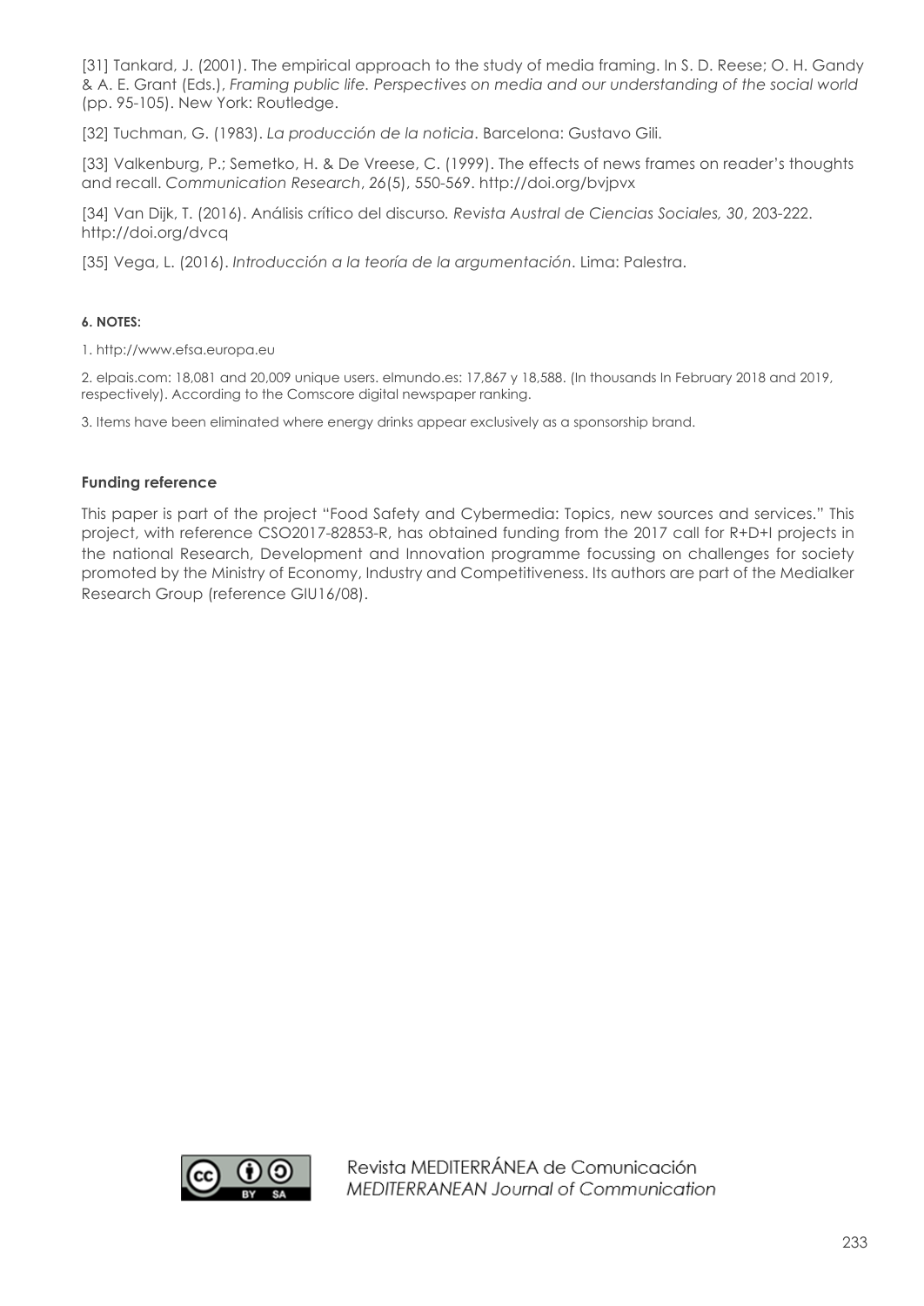[31] Tankard, J. (2001). The empirical approach to the study of media framing. In S. D. Reese; O. H. Gandy & A. E. Grant (Eds.), *Framing public life. Perspectives on media and our understanding of the social world* (pp. 95-105). New York: Routledge.

[32] Tuchman, G. (1983). *La producción de la noticia*. Barcelona: Gustavo Gili.

[33] Valkenburg, P.; Semetko, H. & De Vreese, C. (1999). The effects of news frames on reader's thoughts and recall. *Communication Research*, *26*(5), 550-569. http://doi.org/bvjpvx

[34] Van Dijk, T. (2016). Análisis crítico del discurso. *Revista Austral de Ciencias Sociales, 30*, 203-222. http://doi.org/dvcq

[35] Vega, L. (2016). *Introducción a la teoría de la argumentación*. Lima: Palestra.

#### 6. NOTES:

1. http://www.efsa.europa.eu

2. elpais.com: 18,081 and 20,009 unique users. elmundo.es: 17,867 y 18,588. (In thousands In February 2018 and 2019, respectively). According to the Comscore digital newspaper ranking.

3. Items have been eliminated where energy drinks appear exclusively as a sponsorship brand.

#### Funding reference

This paper is part of the project "Food Safety and Cybermedia: Topics, new sources and services." This project, with reference CSO2017-82853-R, has obtained funding from the 2017 call for R+D+I projects in the national Research, Development and Innovation programme focussing on challenges for society promoted by the Ministry of Economy, Industry and Competitiveness. Its authors are part of the Medialker Research Group (reference GIU16/08).